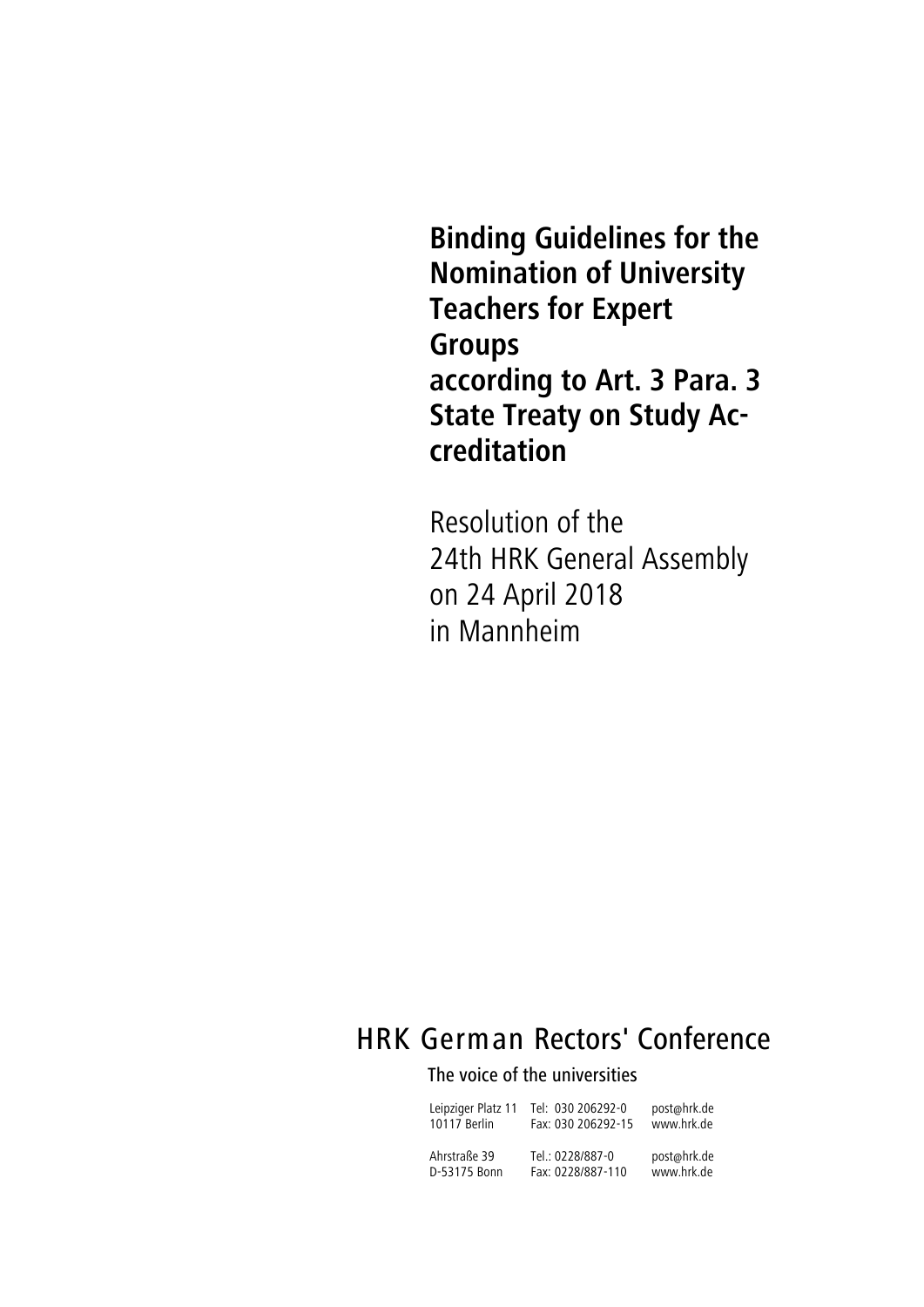# Binding Guidelines for the Nomination of University Teachers for Expert Groups according to Art. 3 Para. 3 State Treaty on Study Accreditation

Resolution of the
24th HRK General Assembly
on 24 April 2018
in Mannheim

## HRK German Rectors' Conference

The voice of the universities

| | | |
|---|---|---|
| Leipziger Platz 11 | Tel: 030 206292-0 | post@hrk.de |
| 10117 Berlin | Fax: 030 206292-15 | www.hrk.de |
| Ahrstraße 39 | Tel.: 0228/887-0 | post@hrk.de |
| D-53175 Bonn | Fax: 0228/887-110 | www.hrk.de |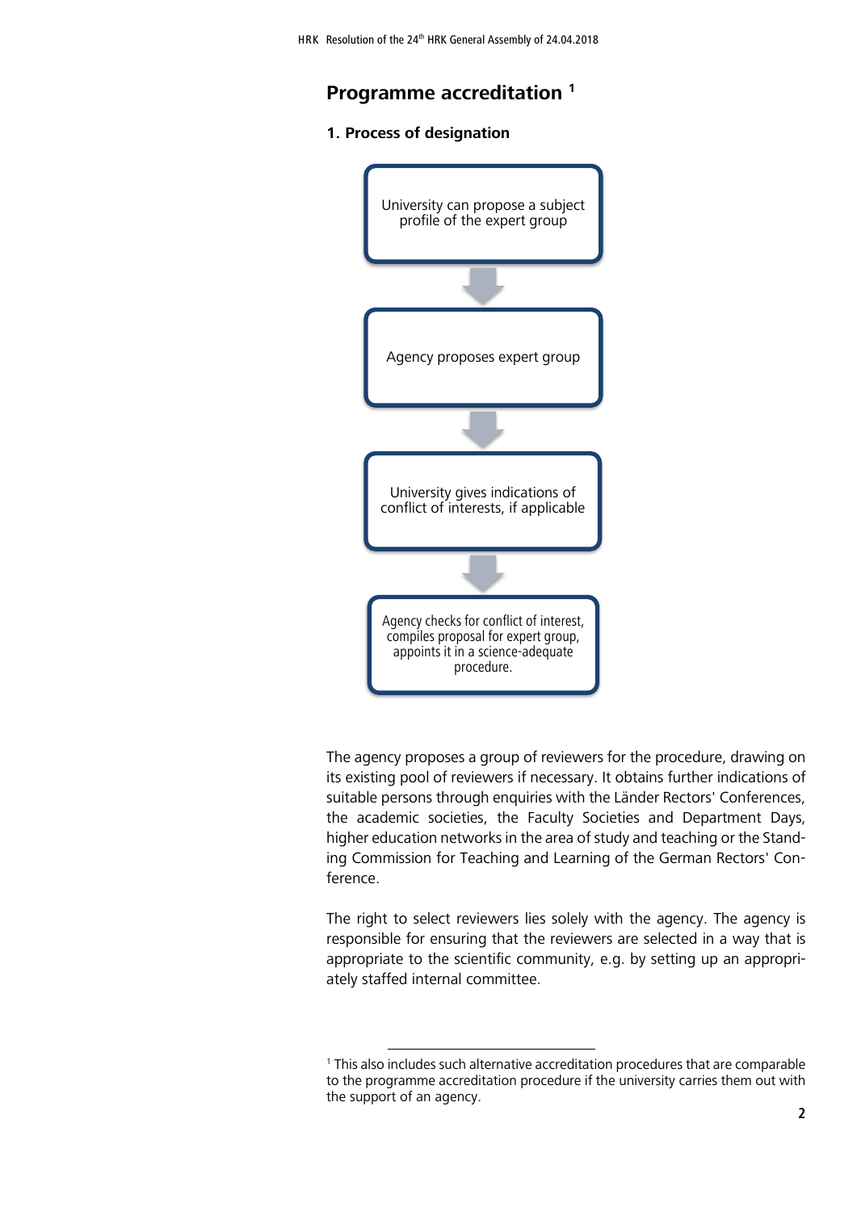# Programme accreditation [1]

## 1. Process of designation

University can propose a subject profile of the expert group

↓

Agency proposes expert group

↓

University gives indications of conflict of interests, if applicable

↓

Agency checks for conflict of interest, compiles proposal for expert group, appoints it in a science-adequate procedure.

The agency proposes a group of reviewers for the procedure, drawing on its existing pool of reviewers if necessary. It obtains further indications of suitable persons through enquiries with the Länder Rectors' Conferences, the academic societies, the Faculty Societies and Department Days, higher education networks in the area of study and teaching or the Standing Commission for Teaching and Learning of the German Rectors' Conference.

The right to select reviewers lies solely with the agency. The agency is responsible for ensuring that the reviewers are selected in a way that is appropriate to the scientific community, e.g. by setting up an appropriately staffed internal committee.

---

[1] This also includes such alternative accreditation procedures that are comparable to the programme accreditation procedure if the university carries them out with the support of an agency.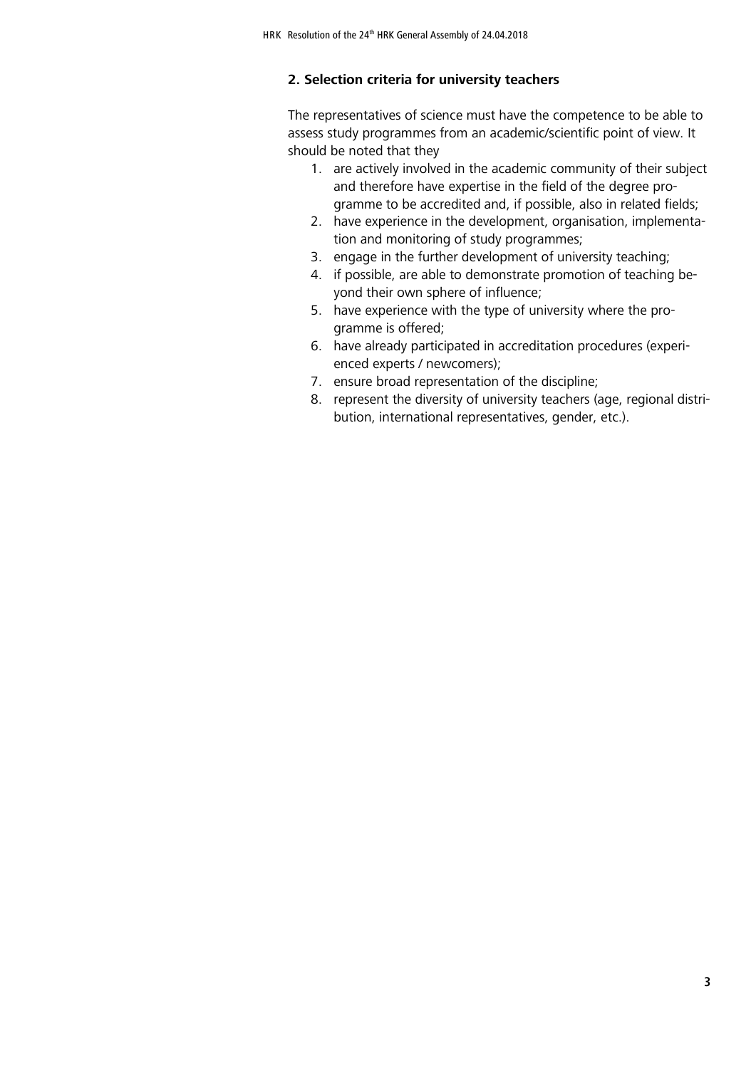## 2. Selection criteria for university teachers

The representatives of science must have the competence to be able to assess study programmes from an academic/scientific point of view. It should be noted that they

1. are actively involved in the academic community of their subject and therefore have expertise in the field of the degree programme to be accredited and, if possible, also in related fields;
2. have experience in the development, organisation, implementation and monitoring of study programmes;
3. engage in the further development of university teaching;
4. if possible, are able to demonstrate promotion of teaching beyond their own sphere of influence;
5. have experience with the type of university where the programme is offered;
6. have already participated in accreditation procedures (experienced experts / newcomers);
7. ensure broad representation of the discipline;
8. represent the diversity of university teachers (age, regional distribution, international representatives, gender, etc.).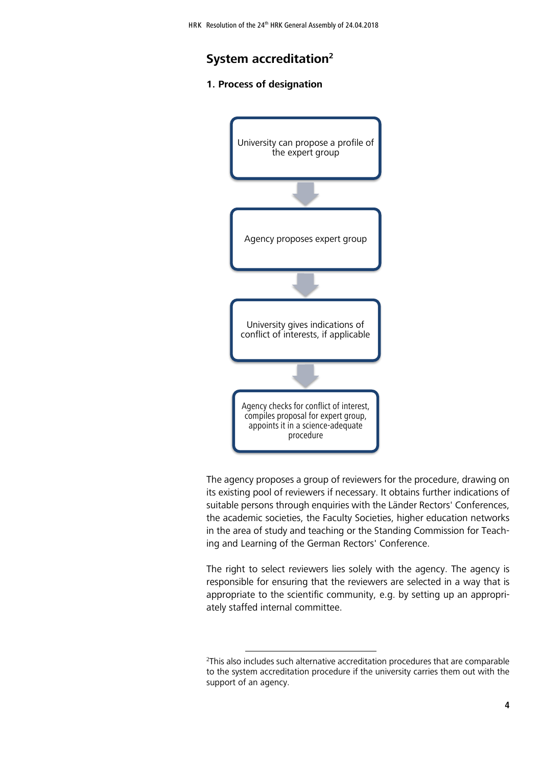## System accreditation[2]

### 1. Process of designation

University can propose a profile of the expert group

↓

Agency proposes expert group

↓

University gives indications of conflict of interests, if applicable

↓

Agency checks for conflict of interest, compiles proposal for expert group, appoints it in a science-adequate procedure

The agency proposes a group of reviewers for the procedure, drawing on its existing pool of reviewers if necessary. It obtains further indications of suitable persons through enquiries with the Länder Rectors' Conferences, the academic societies, the Faculty Societies, higher education networks in the area of study and teaching or the Standing Commission for Teaching and Learning of the German Rectors' Conference.

The right to select reviewers lies solely with the agency. The agency is responsible for ensuring that the reviewers are selected in a way that is appropriate to the scientific community, e.g. by setting up an appropriately staffed internal committee.

---

[2] This also includes such alternative accreditation procedures that are comparable to the system accreditation procedure if the university carries them out with the support of an agency.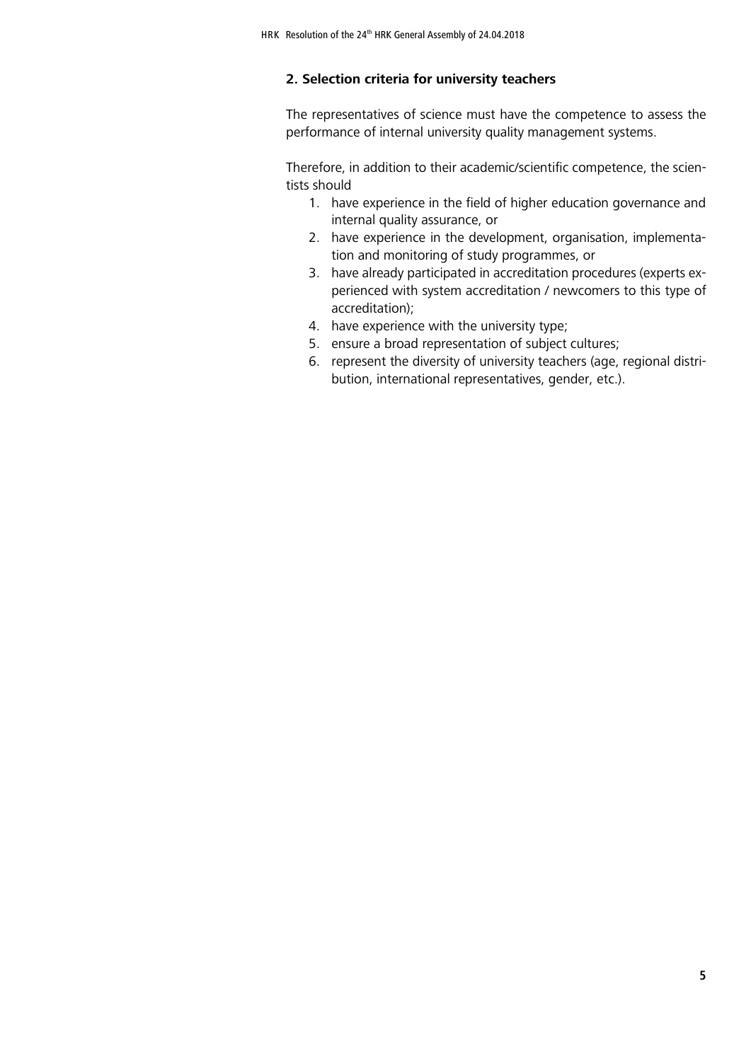## 2. Selection criteria for university teachers

The representatives of science must have the competence to assess the performance of internal university quality management systems.

Therefore, in addition to their academic/scientific competence, the scientists should

1. have experience in the field of higher education governance and internal quality assurance, or
2. have experience in the development, organisation, implementation and monitoring of study programmes, or
3. have already participated in accreditation procedures (experts experienced with system accreditation / newcomers to this type of accreditation);
4. have experience with the university type;
5. ensure a broad representation of subject cultures;
6. represent the diversity of university teachers (age, regional distribution, international representatives, gender, etc.).